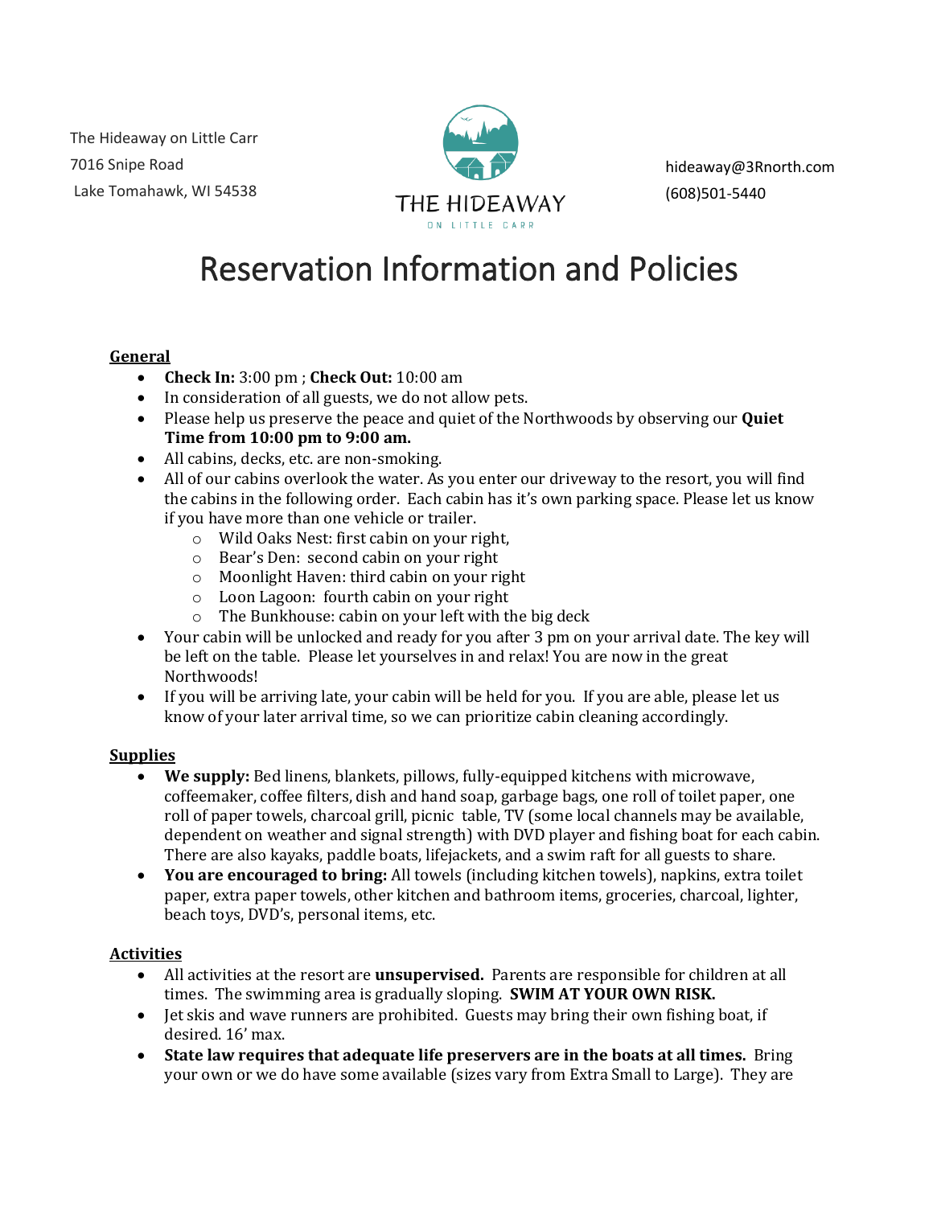The Hideaway on Little Carr
7016 Snipe Road
Lake Tomahawk, WI 54538

THE HIDEAWAY
ON LITTLE CARR

hideaway@3Rnorth.com
(608)501-5440

# Reservation Information and Policies

## General

- **Check In:** 3:00 pm ; **Check Out:** 10:00 am
- In consideration of all guests, we do not allow pets.
- Please help us preserve the peace and quiet of the Northwoods by observing our **Quiet Time from 10:00 pm to 9:00 am.**
- All cabins, decks, etc. are non-smoking.
- All of our cabins overlook the water. As you enter our driveway to the resort, you will find the cabins in the following order. Each cabin has it's own parking space. Please let us know if you have more than one vehicle or trailer.
  - Wild Oaks Nest: first cabin on your right,
  - Bear's Den: second cabin on your right
  - Moonlight Haven: third cabin on your right
  - Loon Lagoon: fourth cabin on your right
  - The Bunkhouse: cabin on your left with the big deck
- Your cabin will be unlocked and ready for you after 3 pm on your arrival date. The key will be left on the table. Please let yourselves in and relax! You are now in the great Northwoods!
- If you will be arriving late, your cabin will be held for you. If you are able, please let us know of your later arrival time, so we can prioritize cabin cleaning accordingly.

## Supplies

- **We supply:** Bed linens, blankets, pillows, fully-equipped kitchens with microwave, coffeemaker, coffee filters, dish and hand soap, garbage bags, one roll of toilet paper, one roll of paper towels, charcoal grill, picnic table, TV (some local channels may be available, dependent on weather and signal strength) with DVD player and fishing boat for each cabin. There are also kayaks, paddle boats, lifejackets, and a swim raft for all guests to share.
- **You are encouraged to bring:** All towels (including kitchen towels), napkins, extra toilet paper, extra paper towels, other kitchen and bathroom items, groceries, charcoal, lighter, beach toys, DVD's, personal items, etc.

## Activities

- All activities at the resort are **unsupervised.** Parents are responsible for children at all times. The swimming area is gradually sloping. **SWIM AT YOUR OWN RISK.**
- Jet skis and wave runners are prohibited. Guests may bring their own fishing boat, if desired. 16' max.
- **State law requires that adequate life preservers are in the boats at all times.** Bring your own or we do have some available (sizes vary from Extra Small to Large). They are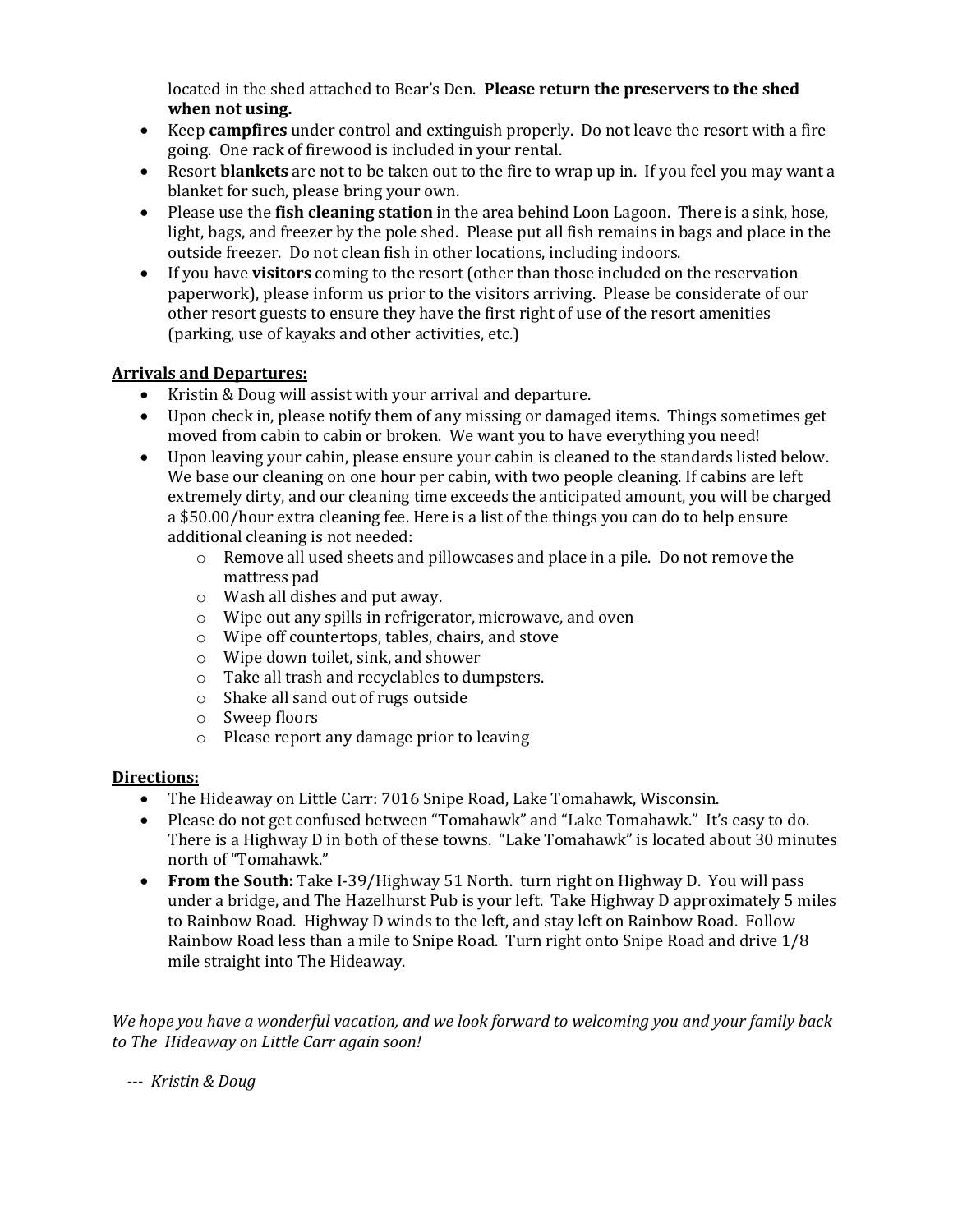located in the shed attached to Bear's Den. **Please return the preservers to the shed when not using.**

- Keep **campfires** under control and extinguish properly. Do not leave the resort with a fire going. One rack of firewood is included in your rental.
- Resort **blankets** are not to be taken out to the fire to wrap up in. If you feel you may want a blanket for such, please bring your own.
- Please use the **fish cleaning station** in the area behind Loon Lagoon. There is a sink, hose, light, bags, and freezer by the pole shed. Please put all fish remains in bags and place in the outside freezer. Do not clean fish in other locations, including indoors.
- If you have **visitors** coming to the resort (other than those included on the reservation paperwork), please inform us prior to the visitors arriving. Please be considerate of our other resort guests to ensure they have the first right of use of the resort amenities (parking, use of kayaks and other activities, etc.)

**Arrivals and Departures:**

- Kristin & Doug will assist with your arrival and departure.
- Upon check in, please notify them of any missing or damaged items. Things sometimes get moved from cabin to cabin or broken. We want you to have everything you need!
- Upon leaving your cabin, please ensure your cabin is cleaned to the standards listed below. We base our cleaning on one hour per cabin, with two people cleaning. If cabins are left extremely dirty, and our cleaning time exceeds the anticipated amount, you will be charged a $50.00/hour extra cleaning fee. Here is a list of the things you can do to help ensure additional cleaning is not needed:
    - Remove all used sheets and pillowcases and place in a pile. Do not remove the mattress pad
    - Wash all dishes and put away.
    - Wipe out any spills in refrigerator, microwave, and oven
    - Wipe off countertops, tables, chairs, and stove
    - Wipe down toilet, sink, and shower
    - Take all trash and recyclables to dumpsters.
    - Shake all sand out of rugs outside
    - Sweep floors
    - Please report any damage prior to leaving

**Directions:**

- The Hideaway on Little Carr: 7016 Snipe Road, Lake Tomahawk, Wisconsin.
- Please do not get confused between "Tomahawk" and "Lake Tomahawk." It's easy to do. There is a Highway D in both of these towns. "Lake Tomahawk" is located about 30 minutes north of "Tomahawk."
- **From the South:** Take I-39/Highway 51 North. turn right on Highway D. You will pass under a bridge, and The Hazelhurst Pub is your left. Take Highway D approximately 5 miles to Rainbow Road. Highway D winds to the left, and stay left on Rainbow Road. Follow Rainbow Road less than a mile to Snipe Road. Turn right onto Snipe Road and drive 1/8 mile straight into The Hideaway.

*We hope you have a wonderful vacation, and we look forward to welcoming you and your family back to The Hideaway on Little Carr again soon!*

*--- Kristin & Doug*